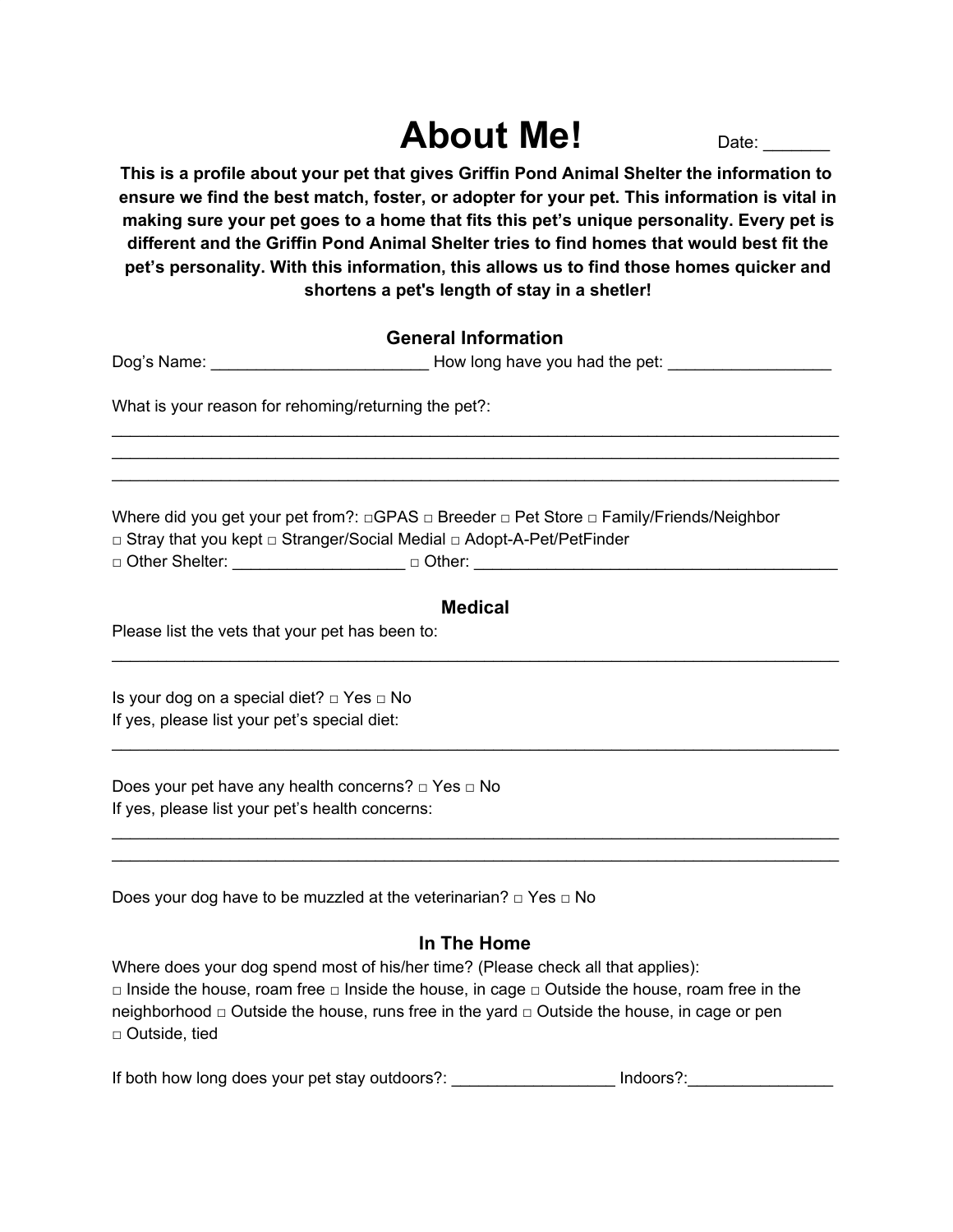# About Me!

Date: _______

**This is a profile about your pet that gives Griffin Pond Animal Shelter the information to ensure we find the best match, foster, or adopter for your pet. This information is vital in making sure your pet goes to a home that fits this pet's unique personality. Every pet is different and the Griffin Pond Animal Shelter tries to find homes that would best fit the pet's personality. With this information, this allows us to find those homes quicker and shortens a pet's length of stay in a shetler!**

## General Information

Dog's Name: ________________________ How long have you had the pet: __________________

What is your reason for rehoming/returning the pet?:

______________________________________________________________________________
______________________________________________________________________________
______________________________________________________________________________

Where did you get your pet from?: □GPAS □ Breeder □ Pet Store □ Family/Friends/Neighbor
□ Stray that you kept □ Stranger/Social Medial □ Adopt-A-Pet/PetFinder
□ Other Shelter: ___________________ □ Other: __________________________________________

## Medical

Please list the vets that your pet has been to:

______________________________________________________________________________

Is your dog on a special diet? □ Yes □ No
If yes, please list your pet's special diet:

______________________________________________________________________________

Does your pet have any health concerns? □ Yes □ No
If yes, please list your pet's health concerns:

______________________________________________________________________________
______________________________________________________________________________

Does your dog have to be muzzled at the veterinarian? □ Yes □ No

## In The Home

Where does your dog spend most of his/her time? (Please check all that applies):
□ Inside the house, roam free □ Inside the house, in cage □ Outside the house, roam free in the neighborhood □ Outside the house, runs free in the yard □ Outside the house, in cage or pen
□ Outside, tied

If both how long does your pet stay outdoors?: __________________ Indoors?:________________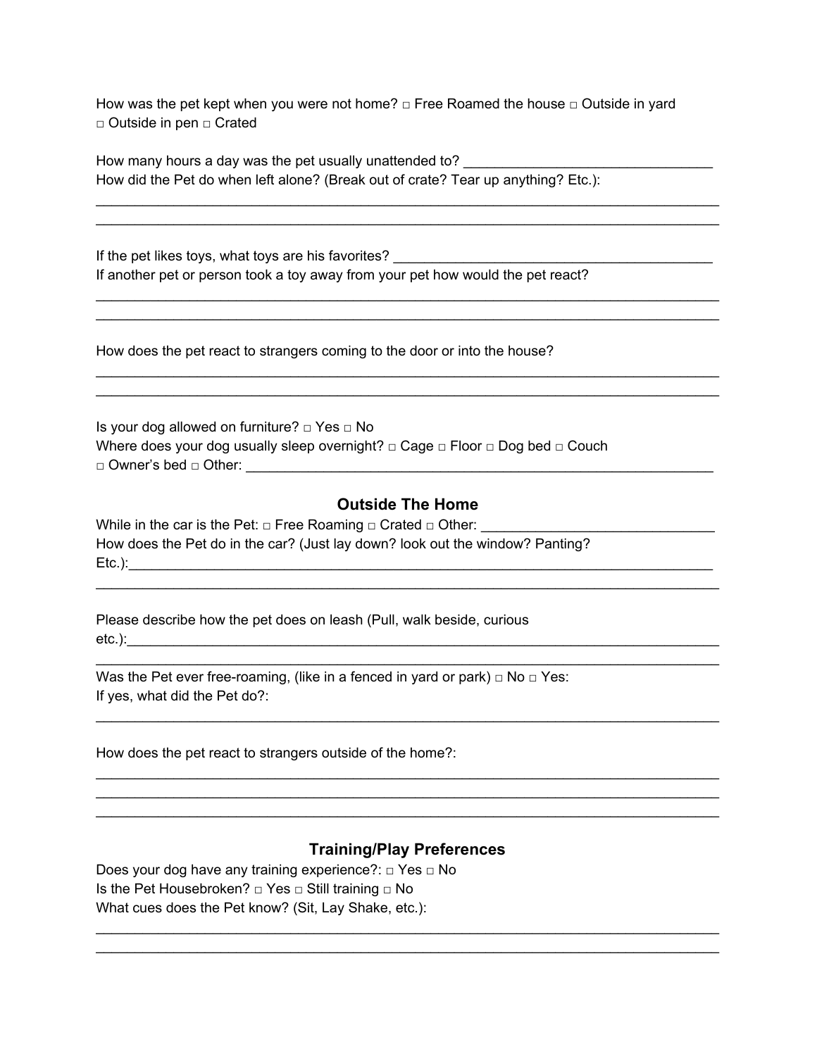How was the pet kept when you were not home? □ Free Roamed the house □ Outside in yard □ Outside in pen □ Crated

How many hours a day was the pet usually unattended to? ________________________________

How did the Pet do when left alone? (Break out of crate? Tear up anything? Etc.):

________________________________________________________________________________

________________________________________________________________________________

If the pet likes toys, what toys are his favorites? ________________________________________

If another pet or person took a toy away from your pet how would the pet react?

________________________________________________________________________________

________________________________________________________________________________

How does the pet react to strangers coming to the door or into the house?

________________________________________________________________________________

________________________________________________________________________________

Is your dog allowed on furniture? □ Yes □ No

Where does your dog usually sleep overnight? □ Cage □ Floor □ Dog bed □ Couch □ Owner's bed □ Other: ____________________________________________________________

## Outside The Home

While in the car is the Pet: □ Free Roaming □ Crated □ Other: ______________________________

How does the Pet do in the car? (Just lay down? look out the window? Panting? Etc.):____________________________________________________________________________

________________________________________________________________________________

Please describe how the pet does on leash (Pull, walk beside, curious etc.):______________________________________________________________________________

________________________________________________________________________________

Was the Pet ever free-roaming, (like in a fenced in yard or park) □ No □ Yes:

If yes, what did the Pet do?:

________________________________________________________________________________

How does the pet react to strangers outside of the home?:

________________________________________________________________________________

________________________________________________________________________________

________________________________________________________________________________

## Training/Play Preferences

Does your dog have any training experience?: □ Yes □ No

Is the Pet Housebroken? □ Yes □ Still training □ No

What cues does the Pet know? (Sit, Lay Shake, etc.):

________________________________________________________________________________

________________________________________________________________________________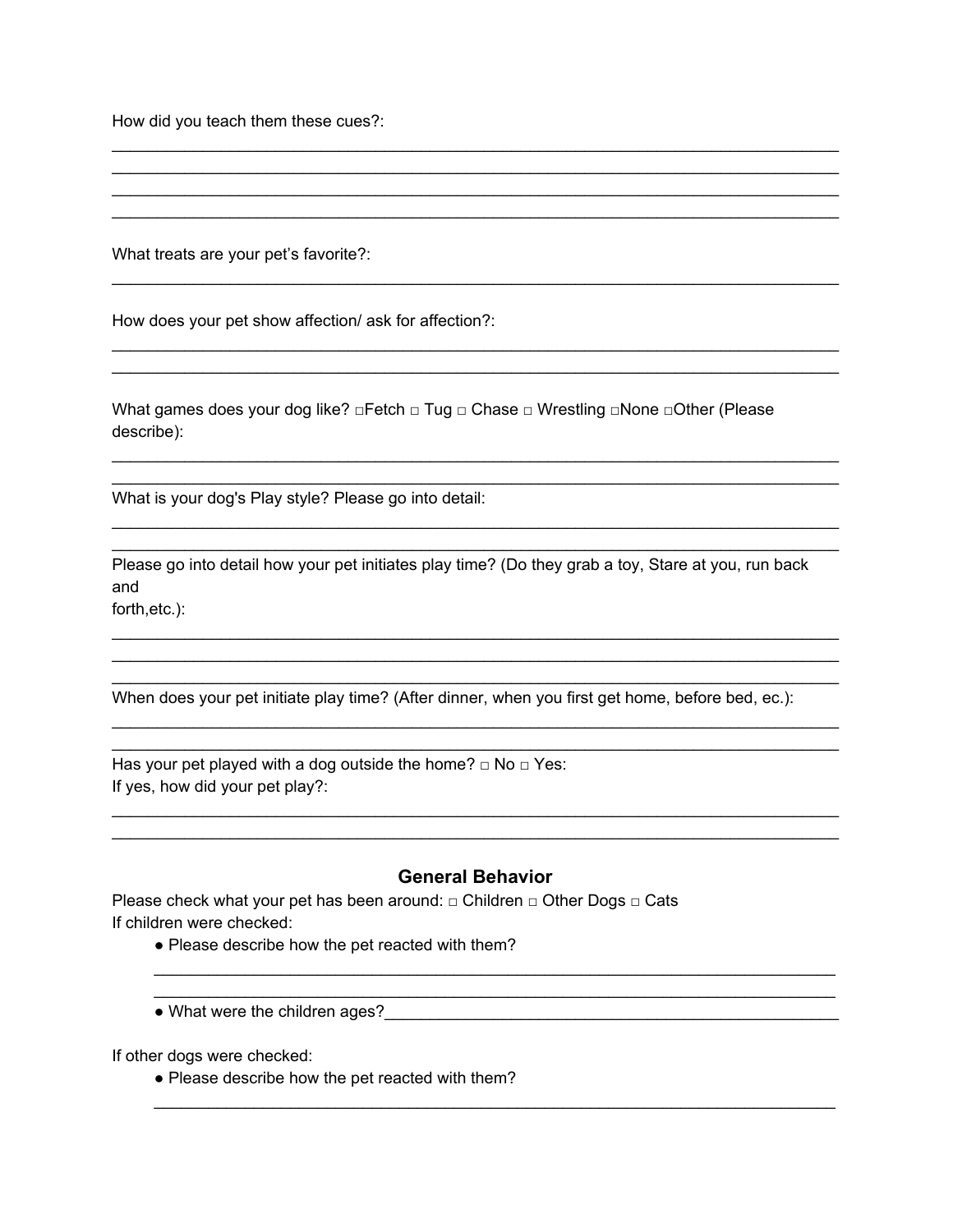How did you teach them these cues?:

________________________________________________________________________________
________________________________________________________________________________
________________________________________________________________________________
________________________________________________________________________________

What treats are your pet's favorite?:

________________________________________________________________________________

How does your pet show affection/ ask for affection?:

________________________________________________________________________________
________________________________________________________________________________

What games does your dog like? □Fetch □ Tug □ Chase □ Wrestling □None □Other (Please describe):

________________________________________________________________________________
________________________________________________________________________________

What is your dog's Play style? Please go into detail:

________________________________________________________________________________
________________________________________________________________________________

Please go into detail how your pet initiates play time? (Do they grab a toy, Stare at you, run back and
forth,etc.):

________________________________________________________________________________
________________________________________________________________________________
________________________________________________________________________________

When does your pet initiate play time? (After dinner, when you first get home, before bed, ec.):

________________________________________________________________________________
________________________________________________________________________________

Has your pet played with a dog outside the home? □ No □ Yes:
If yes, how did your pet play?:

________________________________________________________________________________
________________________________________________________________________________

## General Behavior

Please check what your pet has been around: □ Children □ Other Dogs □ Cats
If children were checked:

- Please describe how the pet reacted with them?

  ________________________________________________________________________________
  ________________________________________________________________________________

- What were the children ages?____________________________________________________

If other dogs were checked:

- Please describe how the pet reacted with them?

  ________________________________________________________________________________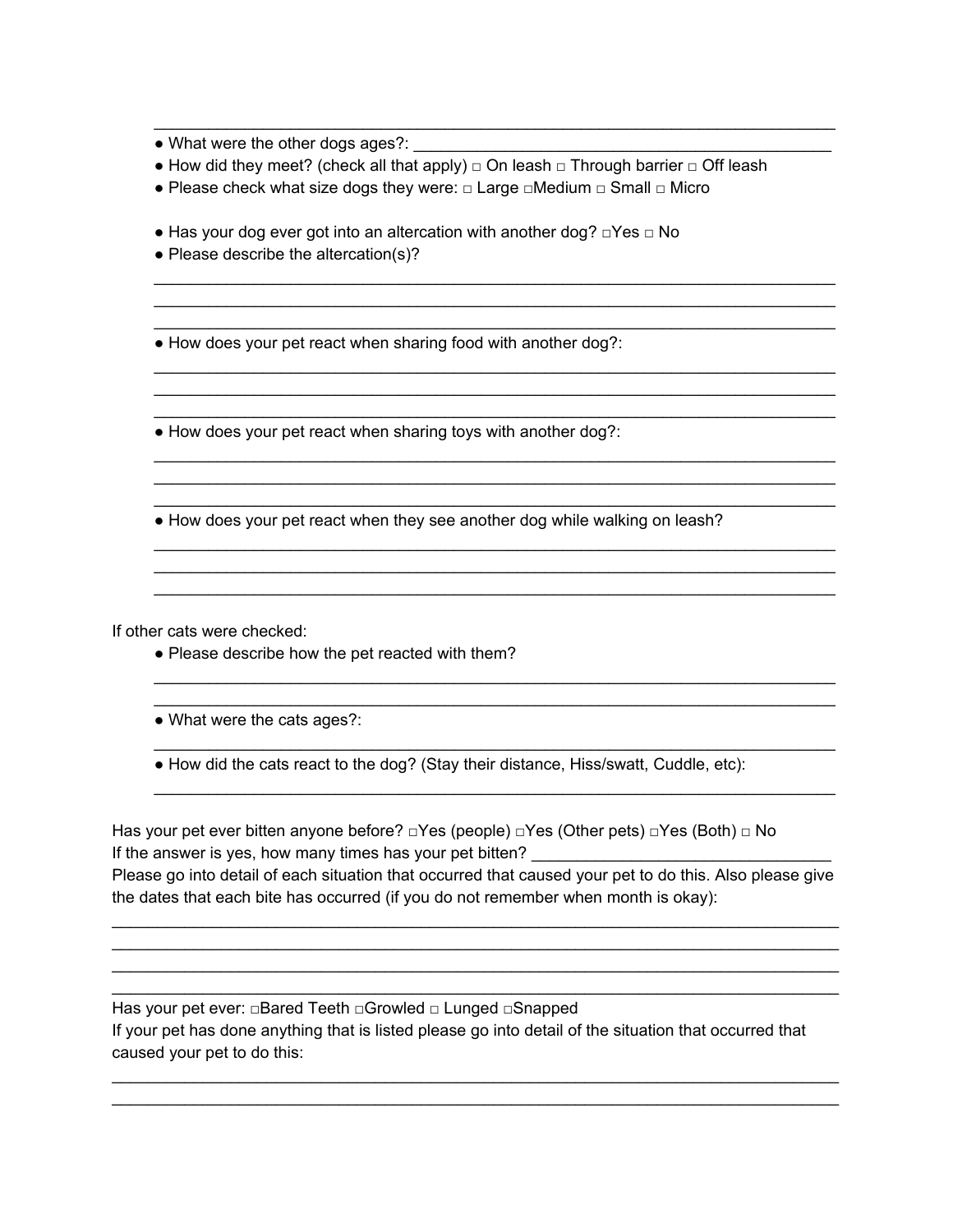______________________________________________________________________________

- What were the other dogs ages?: ______________________________________________
- How did they meet? (check all that apply) □ On leash □ Through barrier □ Off leash
- Please check what size dogs they were: □ Large □Medium □ Small □ Micro

- Has your dog ever got into an altercation with another dog? □Yes □ No
- Please describe the altercation(s)?

______________________________________________________________________________
______________________________________________________________________________
______________________________________________________________________________

- How does your pet react when sharing food with another dog?:

______________________________________________________________________________
______________________________________________________________________________
______________________________________________________________________________

- How does your pet react when sharing toys with another dog?:

______________________________________________________________________________
______________________________________________________________________________
______________________________________________________________________________

- How does your pet react when they see another dog while walking on leash?

______________________________________________________________________________
______________________________________________________________________________
______________________________________________________________________________

If other cats were checked:

- Please describe how the pet reacted with them?

______________________________________________________________________________
______________________________________________________________________________

- What were the cats ages?:

______________________________________________________________________________

- How did the cats react to the dog? (Stay their distance, Hiss/swatt, Cuddle, etc):

______________________________________________________________________________

Has your pet ever bitten anyone before? □Yes (people) □Yes (Other pets) □Yes (Both) □ No
If the answer is yes, how many times has your pet bitten? _________________________________
Please go into detail of each situation that occurred that caused your pet to do this. Also please give the dates that each bite has occurred (if you do not remember when month is okay):

________________________________________________________________________________
________________________________________________________________________________
________________________________________________________________________________
________________________________________________________________________________

Has your pet ever: □Bared Teeth □Growled □ Lunged □Snapped
If your pet has done anything that is listed please go into detail of the situation that occurred that caused your pet to do this:

________________________________________________________________________________
________________________________________________________________________________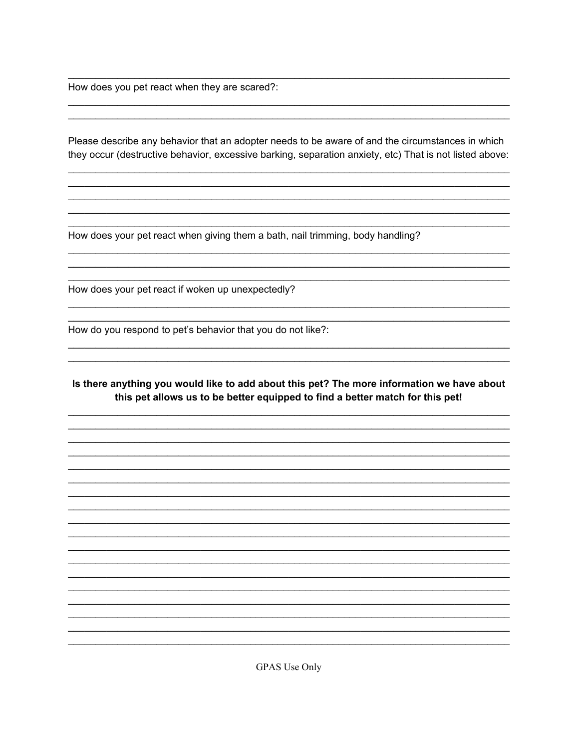How does you pet react when they are scared?:

Please describe any behavior that an adopter needs to be aware of and the circumstances in which they occur (destructive behavior, excessive barking, separation anxiety, etc) That is not listed above:

How does your pet react when giving them a bath, nail trimming, body handling?

How does your pet react if woken up unexpectedly?

How do you respond to pet's behavior that you do not like?:

**Is there anything you would like to add about this pet? The more information we have about this pet allows us to be better equipped to find a better match for this pet!**

GPAS Use Only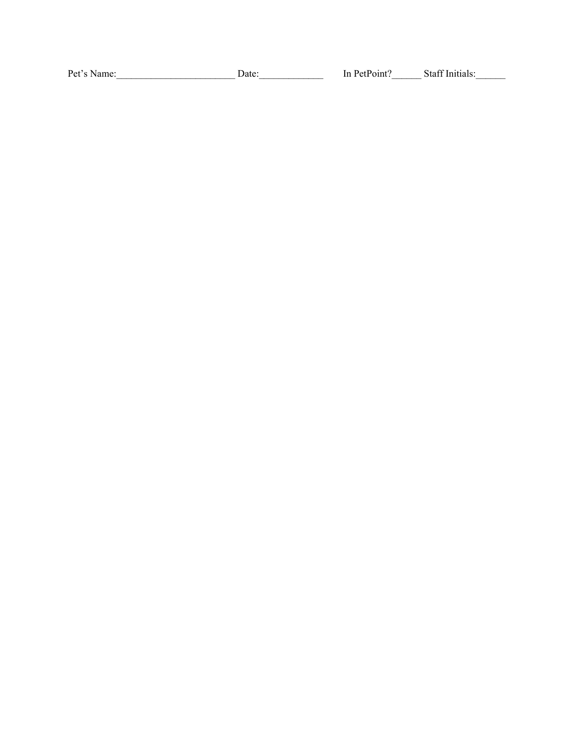Pet's Name:________________________ Date:_____________ In PetPoint?______ Staff Initials:______